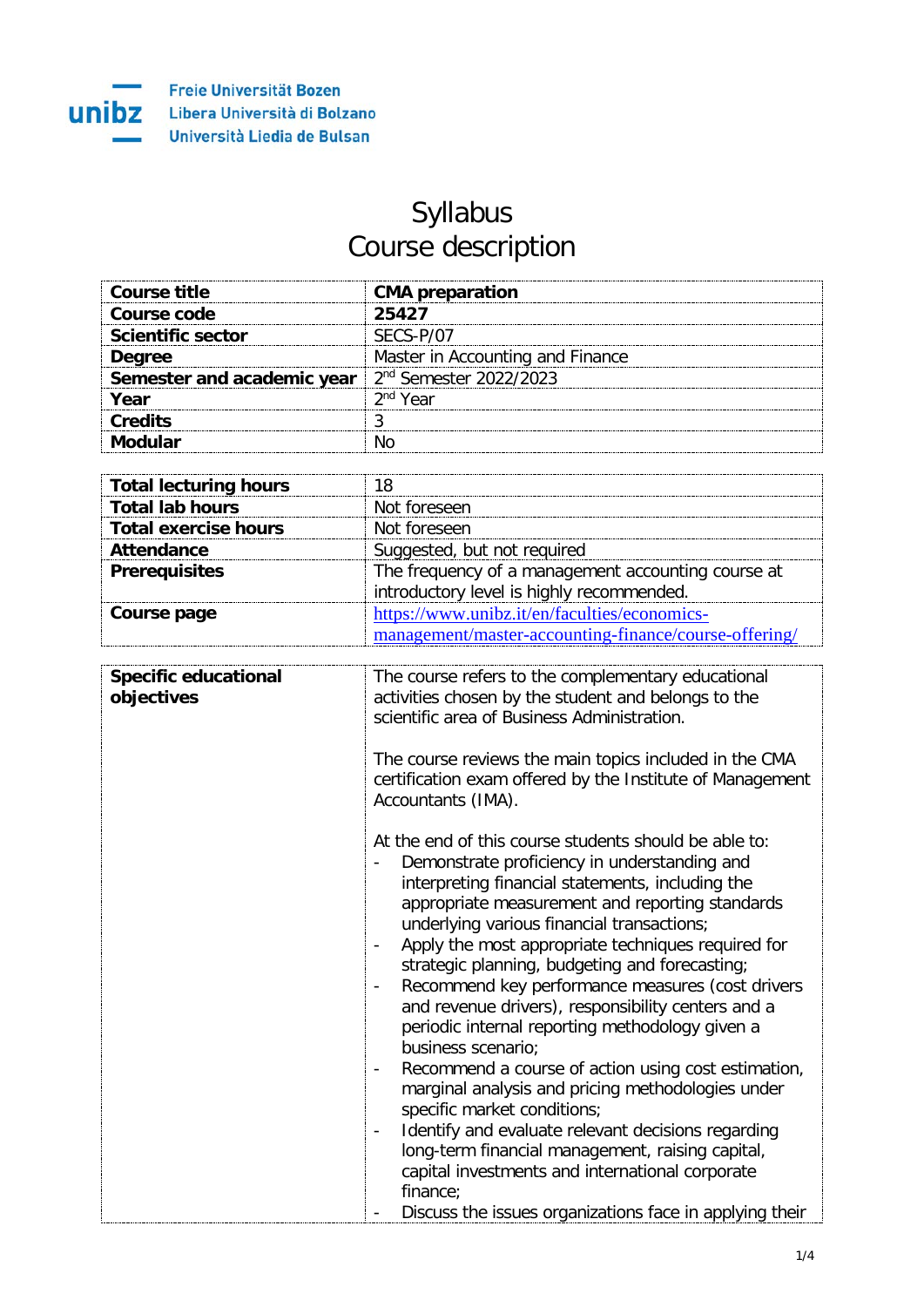Freie Universität Bozen
Libera Università di Bolzano
Università Liedia de Bulsan

# Syllabus
# Course description

| | |
|---|---|
| **Course title** | **CMA preparation** |
| **Course code** | **25427** |
| **Scientific sector** | SECS-P/07 |
| **Degree** | Master in Accounting and Finance |
| **Semester and academic year** | 2nd Semester 2022/2023 |
| **Year** | 2nd Year |
| **Credits** | 3 |
| **Modular** | No |

| | |
|---|---|
| **Total lecturing hours** | 18 |
| **Total lab hours** | Not foreseen |
| **Total exercise hours** | Not foreseen |
| **Attendance** | Suggested, but not required |
| **Prerequisites** | The frequency of a management accounting course at introductory level is highly recommended. |
| **Course page** | https://www.unibz.it/en/faculties/economics-management/master-accounting-finance/course-offering/ |

| | |
|---|---|
| **Specific educational objectives** | The course refers to the complementary educational activities chosen by the student and belongs to the scientific area of Business Administration.<br><br>The course reviews the main topics included in the CMA certification exam offered by the Institute of Management Accountants (IMA).<br><br>At the end of this course students should be able to:<br>- Demonstrate proficiency in understanding and interpreting financial statements, including the appropriate measurement and reporting standards underlying various financial transactions;<br>- Apply the most appropriate techniques required for strategic planning, budgeting and forecasting;<br>- Recommend key performance measures (cost drivers and revenue drivers), responsibility centers and a periodic internal reporting methodology given a business scenario;<br>- Recommend a course of action using cost estimation, marginal analysis and pricing methodologies under specific market conditions;<br>- Identify and evaluate relevant decisions regarding long-term financial management, raising capital, capital investments and international corporate finance;<br>- Discuss the issues organizations face in applying their |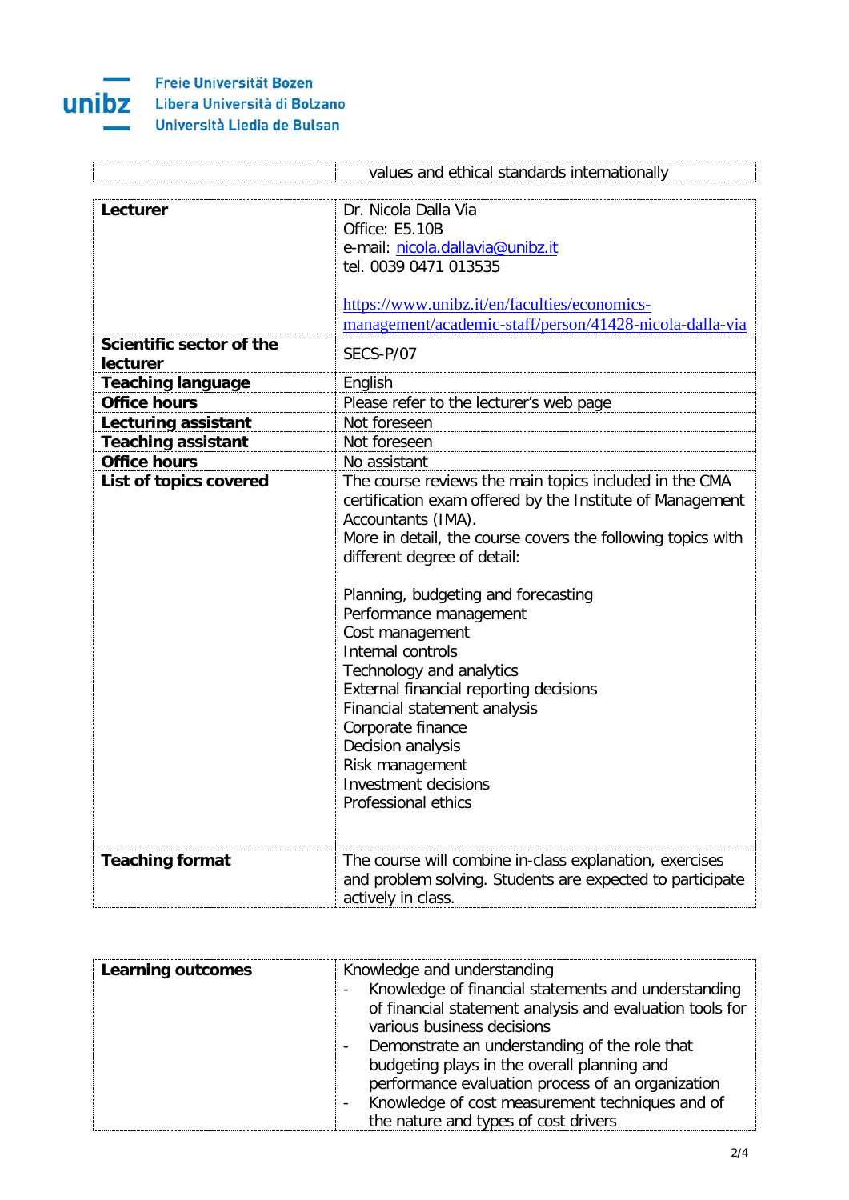| | |
|---|---|
| | values and ethical standards internationally |

| | |
|---|---|
| **Lecturer** | Dr. Nicola Dalla Via<br>Office: E5.10B<br>e-mail: nicola.dallavia@unibz.it<br>tel. 0039 0471 013535<br><br>https://www.unibz.it/en/faculties/economics-management/academic-staff/person/41428-nicola-dalla-via |
| **Scientific sector of the lecturer** | SECS-P/07 |
| **Teaching language** | English |
| **Office hours** | Please refer to the lecturer's web page |
| **Lecturing assistant** | Not foreseen |
| **Teaching assistant** | Not foreseen |
| **Office hours** | No assistant |
| **List of topics covered** | The course reviews the main topics included in the CMA certification exam offered by the Institute of Management Accountants (IMA).<br>More in detail, the course covers the following topics with different degree of detail:<br><br>Planning, budgeting and forecasting<br>Performance management<br>Cost management<br>Internal controls<br>Technology and analytics<br>External financial reporting decisions<br>Financial statement analysis<br>Corporate finance<br>Decision analysis<br>Risk management<br>Investment decisions<br>Professional ethics |
| **Teaching format** | The course will combine in-class explanation, exercises and problem solving. Students are expected to participate actively in class. |

| | |
|---|---|
| **Learning outcomes** | Knowledge and understanding<br>- Knowledge of financial statements and understanding of financial statement analysis and evaluation tools for various business decisions<br>- Demonstrate an understanding of the role that budgeting plays in the overall planning and performance evaluation process of an organization<br>- Knowledge of cost measurement techniques and of the nature and types of cost drivers |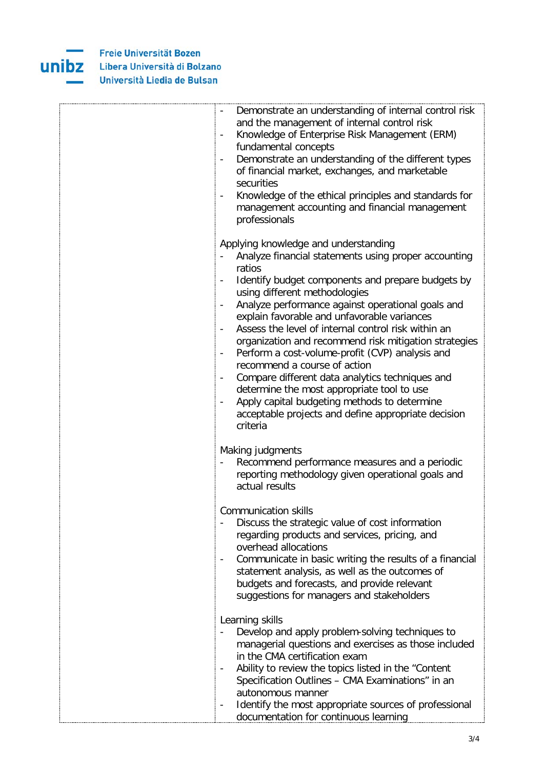| | - Demonstrate an understanding of internal control risk and the management of internal control risk<br>- Knowledge of Enterprise Risk Management (ERM) fundamental concepts<br>- Demonstrate an understanding of the different types of financial market, exchanges, and marketable securities<br>- Knowledge of the ethical principles and standards for management accounting and financial management professionals<br><br>Applying knowledge and understanding<br>- Analyze financial statements using proper accounting ratios<br>- Identify budget components and prepare budgets by using different methodologies<br>- Analyze performance against operational goals and explain favorable and unfavorable variances<br>- Assess the level of internal control risk within an organization and recommend risk mitigation strategies<br>- Perform a cost-volume-profit (CVP) analysis and recommend a course of action<br>- Compare different data analytics techniques and determine the most appropriate tool to use<br>- Apply capital budgeting methods to determine acceptable projects and define appropriate decision criteria<br><br>Making judgments<br>- Recommend performance measures and a periodic reporting methodology given operational goals and actual results<br><br>Communication skills<br>- Discuss the strategic value of cost information regarding products and services, pricing, and overhead allocations<br>- Communicate in basic writing the results of a financial statement analysis, as well as the outcomes of budgets and forecasts, and provide relevant suggestions for managers and stakeholders<br><br>Learning skills<br>- Develop and apply problem-solving techniques to managerial questions and exercises as those included in the CMA certification exam<br>- Ability to review the topics listed in the "Content Specification Outlines – CMA Examinations" in an autonomous manner<br>- Identify the most appropriate sources of professional documentation for continuous learning |
|---|---|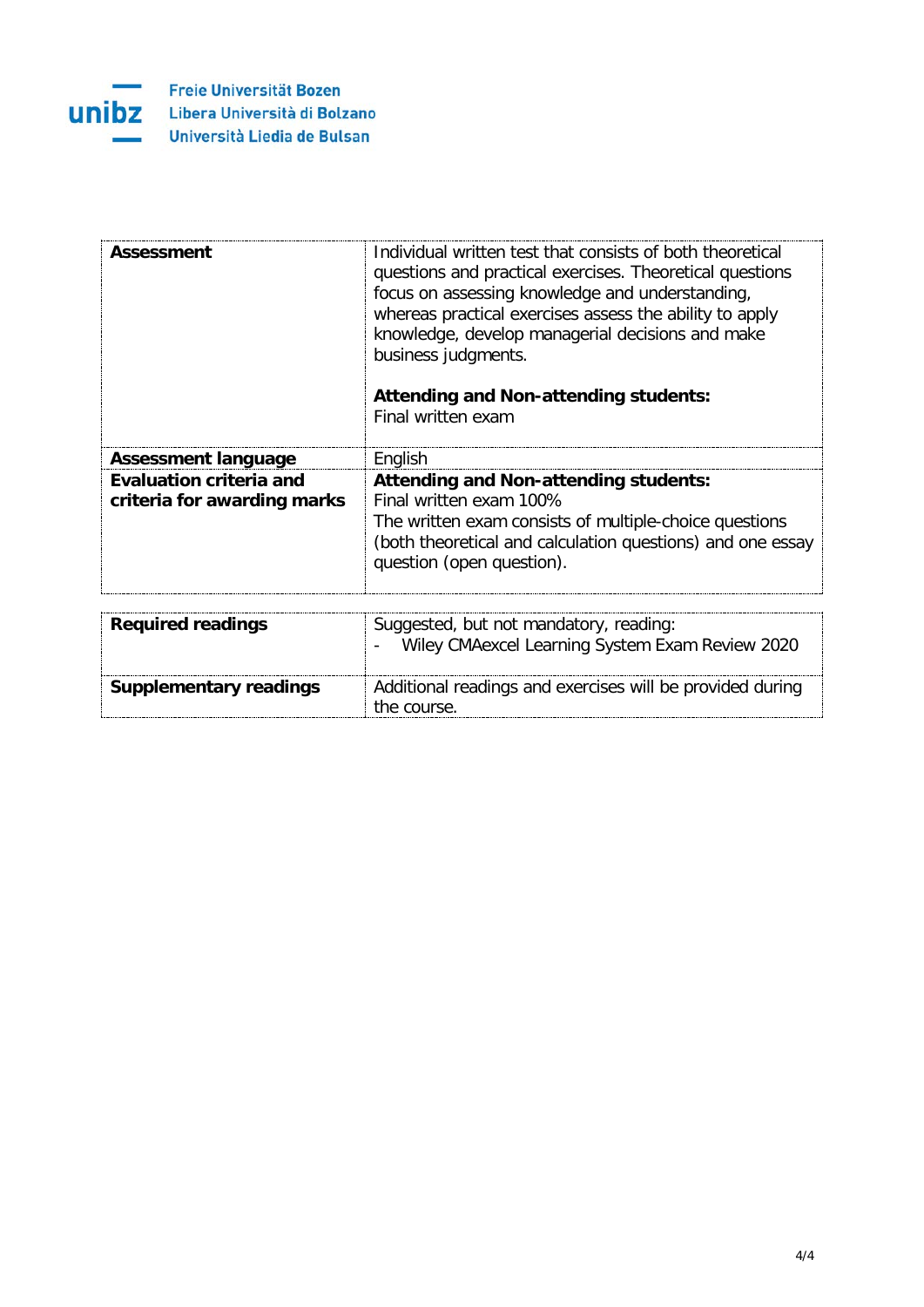Freie Universität Bozen
Libera Università di Bolzano
Università Liedia de Bulsan

| | |
|---|---|
| **Assessment** | Individual written test that consists of both theoretical questions and practical exercises. Theoretical questions focus on assessing knowledge and understanding, whereas practical exercises assess the ability to apply knowledge, develop managerial decisions and make business judgments.<br><br>**Attending and Non-attending students:**<br>Final written exam |
| **Assessment language** | English |
| **Evaluation criteria and criteria for awarding marks** | **Attending and Non-attending students:**<br>Final written exam 100%<br>The written exam consists of multiple-choice questions (both theoretical and calculation questions) and one essay question (open question). |

| | |
|---|---|
| **Required readings** | Suggested, but not mandatory, reading:<br>- Wiley CMAexcel Learning System Exam Review 2020 |
| **Supplementary readings** | Additional readings and exercises will be provided during the course. |